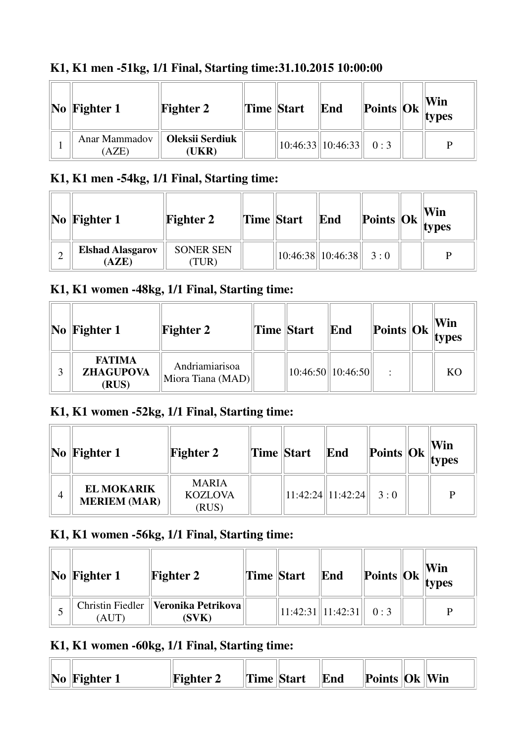## K1, K1 men -51kg, 1/1 Final, Starting time:31.10.2015 10:00:00

| No | Fighter 1 | Fighter 2 | Time | Start | End | Points | Ok | Win types |
|---|---|---|---|---|---|---|---|---|
| 1 | Anar Mammadov (AZE) | **Oleksii Serdiuk (UKR)** | | 10:46:33 | 10:46:33 | 0 : 3 | | P |

## K1, K1 men -54kg, 1/1 Final, Starting time:

| No | Fighter 1 | Fighter 2 | Time | Start | End | Points | Ok | Win types |
|---|---|---|---|---|---|---|---|---|
| 2 | **Elshad Alasgarov (AZE)** | SONER SEN (TUR) | | 10:46:38 | 10:46:38 | 3 : 0 | | P |

## K1, K1 women -48kg, 1/1 Final, Starting time:

| No | Fighter 1 | Fighter 2 | Time | Start | End | Points | Ok | Win types |
|---|---|---|---|---|---|---|---|---|
| 3 | **FATIMA ZHAGUPOVA (RUS)** | Andriamiarisoa Miora Tiana (MAD) | | 10:46:50 | 10:46:50 | : | | KO |

## K1, K1 women -52kg, 1/1 Final, Starting time:

| No | Fighter 1 | Fighter 2 | Time | Start | End | Points | Ok | Win types |
|---|---|---|---|---|---|---|---|---|
| 4 | **EL MOKARIK MERIEM (MAR)** | MARIA KOZLOVA (RUS) | | 11:42:24 | 11:42:24 | 3 : 0 | | P |

## K1, K1 women -56kg, 1/1 Final, Starting time:

| No | Fighter 1 | Fighter 2 | Time | Start | End | Points | Ok | Win types |
|---|---|---|---|---|---|---|---|---|
| 5 | Christin Fiedler (AUT) | **Veronika Petrikova (SVK)** | | 11:42:31 | 11:42:31 | 0 : 3 | | P |

## K1, K1 women -60kg, 1/1 Final, Starting time:

| No | Fighter 1 | Fighter 2 | Time | Start | End | Points | Ok | Win |
|---|---|---|---|---|---|---|---|---|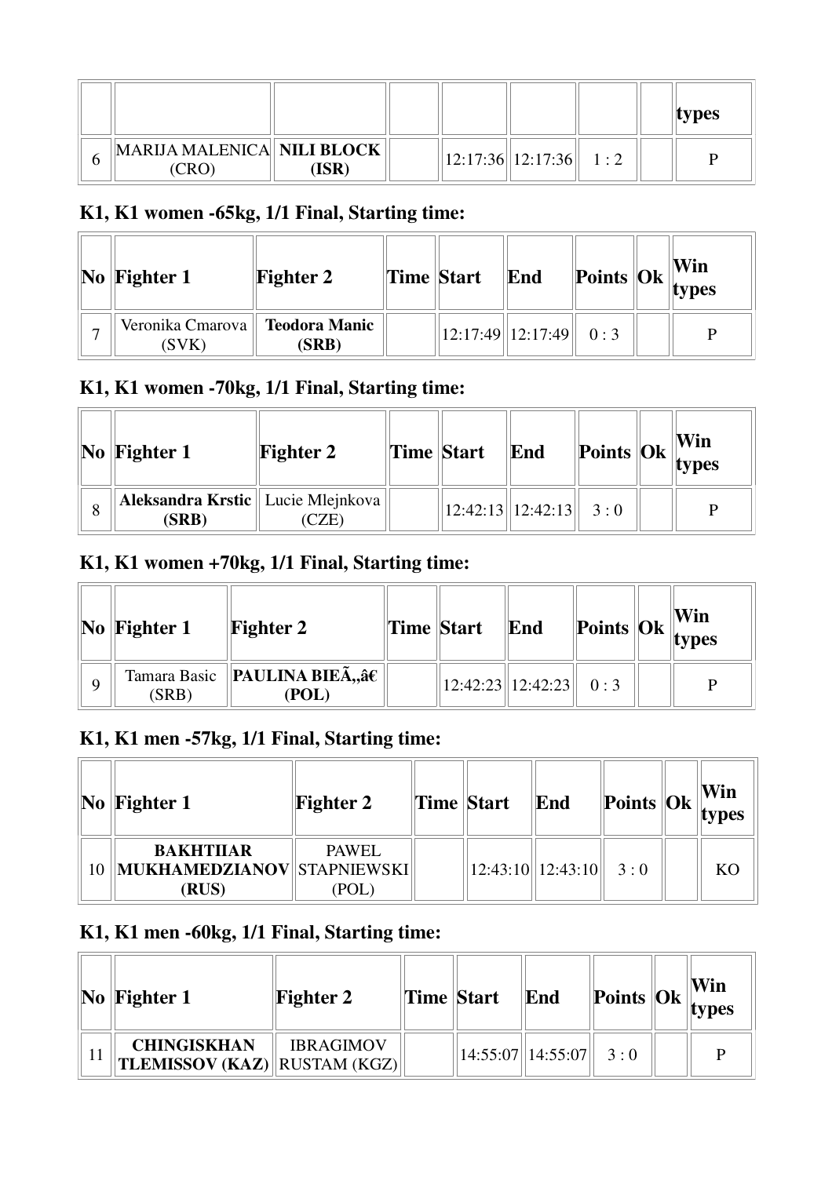| | | | | | | | | types |
|---|---|---|---|---|---|---|---|---|
| 6 | MARIJA MALENICA (CRO) | **NILI BLOCK (ISR)** | | 12:17:36 | 12:17:36 | 1 : 2 | | P |

### K1, K1 women -65kg, 1/1 Final, Starting time:

| No | Fighter 1 | Fighter 2 | Time | Start | End | Points | Ok | Win types |
|---|---|---|---|---|---|---|---|---|
| 7 | Veronika Cmarova (SVK) | **Teodora Manic (SRB)** | | 12:17:49 | 12:17:49 | 0 : 3 | | P |

### K1, K1 women -70kg, 1/1 Final, Starting time:

| No | Fighter 1 | Fighter 2 | Time | Start | End | Points | Ok | Win types |
|---|---|---|---|---|---|---|---|---|
| 8 | **Aleksandra Krstic (SRB)** | Lucie Mlejnkova (CZE) | | 12:42:13 | 12:42:13 | 3 : 0 | | P |

### K1, K1 women +70kg, 1/1 Final, Starting time:

| No | Fighter 1 | Fighter 2 | Time | Start | End | Points | Ok | Win types |
|---|---|---|---|---|---|---|---|---|
| 9 | Tamara Basic (SRB) | **PAULINA BIEÃ„â€ (POL)** | | 12:42:23 | 12:42:23 | 0 : 3 | | P |

### K1, K1 men -57kg, 1/1 Final, Starting time:

| No | Fighter 1 | Fighter 2 | Time | Start | End | Points | Ok | Win types |
|---|---|---|---|---|---|---|---|---|
| 10 | **BAKHTIIAR MUKHAMEDZIANOV (RUS)** | PAWEL STAPNIEWSKI (POL) | | 12:43:10 | 12:43:10 | 3 : 0 | | KO |

### K1, K1 men -60kg, 1/1 Final, Starting time:

| No | Fighter 1 | Fighter 2 | Time | Start | End | Points | Ok | Win types |
|---|---|---|---|---|---|---|---|---|
| 11 | **CHINGISKHAN TLEMISSOV (KAZ)** | IBRAGIMOV RUSTAM (KGZ) | | 14:55:07 | 14:55:07 | 3 : 0 | | P |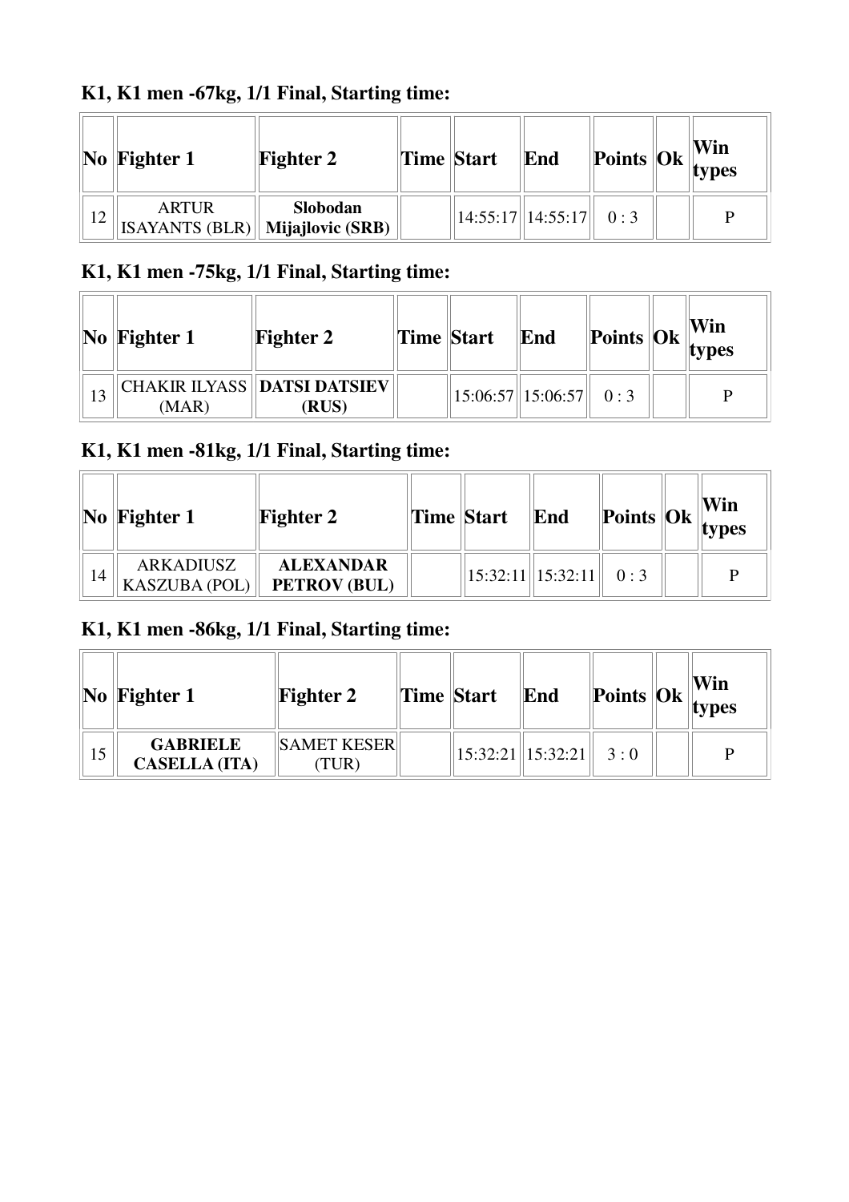### K1, K1 men -67kg, 1/1 Final, Starting time:

| No | Fighter 1 | Fighter 2 | Time | Start | End | Points | Ok | Win types |
|---|---|---|---|---|---|---|---|---|
| 12 | ARTUR ISAYANTS (BLR) | **Slobodan Mijajlovic (SRB)** | | 14:55:17 | 14:55:17 | 0 : 3 | | P |

### K1, K1 men -75kg, 1/1 Final, Starting time:

| No | Fighter 1 | Fighter 2 | Time | Start | End | Points | Ok | Win types |
|---|---|---|---|---|---|---|---|---|
| 13 | CHAKIR ILYASS (MAR) | **DATSI DATSIEV (RUS)** | | 15:06:57 | 15:06:57 | 0 : 3 | | P |

### K1, K1 men -81kg, 1/1 Final, Starting time:

| No | Fighter 1 | Fighter 2 | Time | Start | End | Points | Ok | Win types |
|---|---|---|---|---|---|---|---|---|
| 14 | ARKADIUSZ KASZUBA (POL) | **ALEXANDAR PETROV (BUL)** | | 15:32:11 | 15:32:11 | 0 : 3 | | P |

### K1, K1 men -86kg, 1/1 Final, Starting time:

| No | Fighter 1 | Fighter 2 | Time | Start | End | Points | Ok | Win types |
|---|---|---|---|---|---|---|---|---|
| 15 | **GABRIELE CASELLA (ITA)** | SAMET KESER (TUR) | | 15:32:21 | 15:32:21 | 3 : 0 | | P |